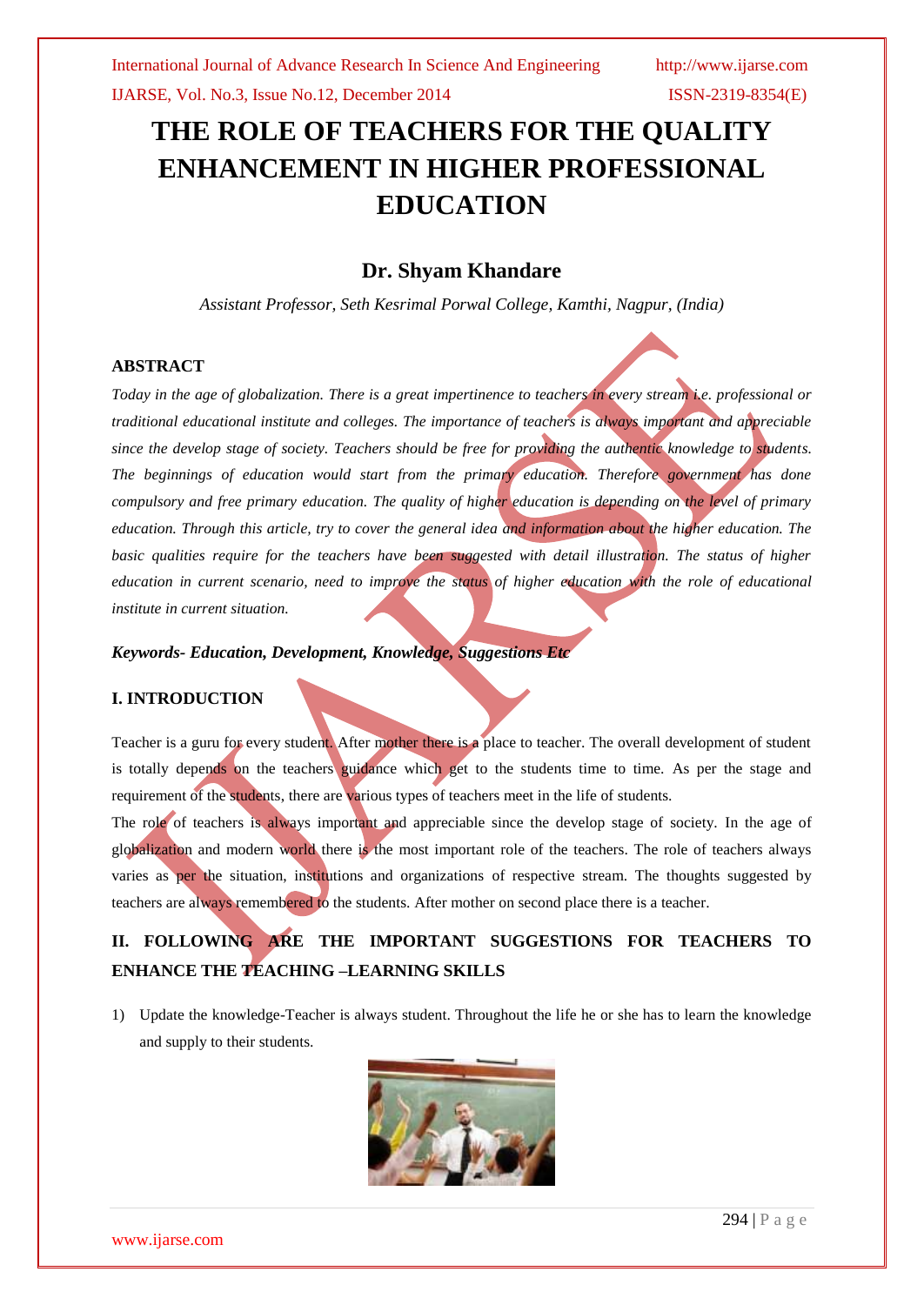# THE ROLE OF TEACHERS FOR THE QUALITY ENHANCEMENT IN HIGHER PROFESSIONAL EDUCATION

## Dr. Shyam Khandare

*Assistant Professor, Seth Kesrimal Porwal College, Kamthi, Nagpur, (India)*

### ABSTRACT

*Today in the age of globalization. There is a great impertinence to teachers in every stream i.e. professional or traditional educational institute and colleges. The importance of teachers is always important and appreciable since the develop stage of society. Teachers should be free for providing the authentic knowledge to students. The beginnings of education would start from the primary education. Therefore government has done compulsory and free primary education. The quality of higher education is depending on the level of primary education. Through this article, try to cover the general idea and information about the higher education. The basic qualities require for the teachers have been suggested with detail illustration. The status of higher education in current scenario, need to improve the status of higher education with the role of educational institute in current situation.*

***Keywords- Education, Development, Knowledge, Suggestions Etc***

### I. INTRODUCTION

Teacher is a guru for every student. After mother there is a place to teacher. The overall development of student is totally depends on the teachers guidance which get to the students time to time. As per the stage and requirement of the students, there are various types of teachers meet in the life of students.

The role of teachers is always important and appreciable since the develop stage of society. In the age of globalization and modern world there is the most important role of the teachers. The role of teachers always varies as per the situation, institutions and organizations of respective stream. The thoughts suggested by teachers are always remembered to the students. After mother on second place there is a teacher.

### II. FOLLOWING ARE THE IMPORTANT SUGGESTIONS FOR TEACHERS TO ENHANCE THE TEACHING –LEARNING SKILLS

1) Update the knowledge-Teacher is always student. Throughout the life he or she has to learn the knowledge and supply to their students.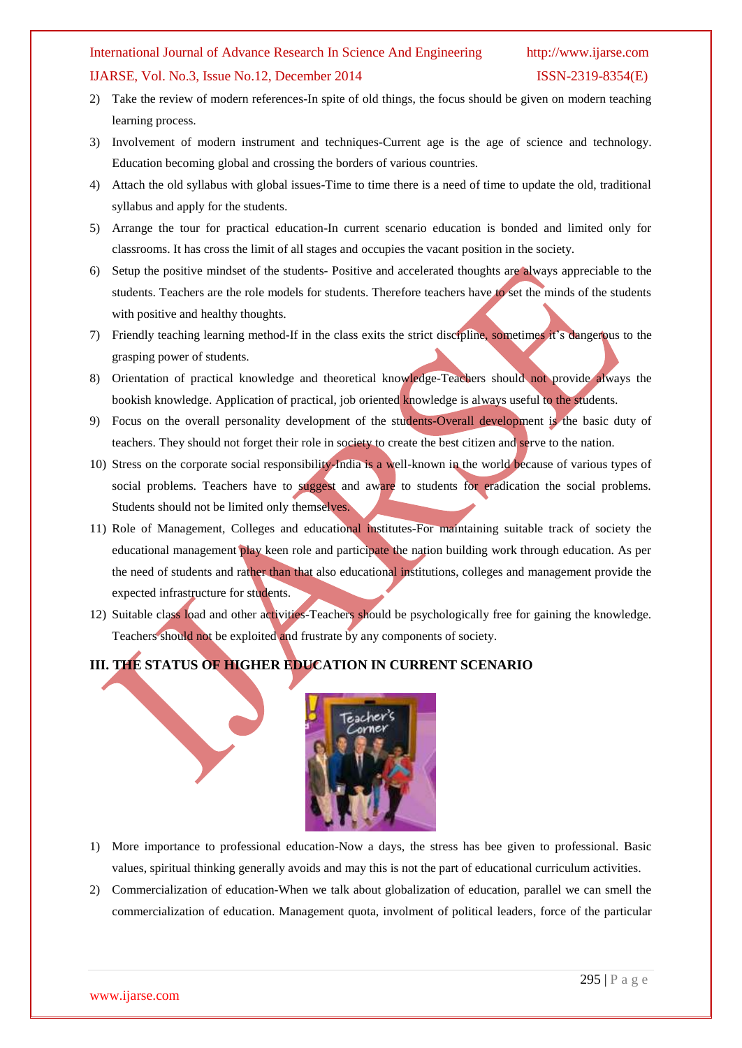2) Take the review of modern references-In spite of old things, the focus should be given on modern teaching learning process.
3) Involvement of modern instrument and techniques-Current age is the age of science and technology. Education becoming global and crossing the borders of various countries.
4) Attach the old syllabus with global issues-Time to time there is a need of time to update the old, traditional syllabus and apply for the students.
5) Arrange the tour for practical education-In current scenario education is bonded and limited only for classrooms. It has cross the limit of all stages and occupies the vacant position in the society.
6) Setup the positive mindset of the students- Positive and accelerated thoughts are always appreciable to the students. Teachers are the role models for students. Therefore teachers have to set the minds of the students with positive and healthy thoughts.
7) Friendly teaching learning method-If in the class exits the strict discipline, sometimes it`s dangerous to the grasping power of students.
8) Orientation of practical knowledge and theoretical knowledge-Teachers should not provide always the bookish knowledge. Application of practical, job oriented knowledge is always useful to the students.
9) Focus on the overall personality development of the students-Overall development is the basic duty of teachers. They should not forget their role in society to create the best citizen and serve to the nation.
10) Stress on the corporate social responsibility-India is a well-known in the world because of various types of social problems. Teachers have to suggest and aware to students for eradication the social problems. Students should not be limited only themselves.
11) Role of Management, Colleges and educational institutes-For maintaining suitable track of society the educational management play keen role and participate the nation building work through education. As per the need of students and rather than that also educational institutions, colleges and management provide the expected infrastructure for students.
12) Suitable class load and other activities-Teachers should be psychologically free for gaining the knowledge. Teachers should not be exploited and frustrate by any components of society.

## III. THE STATUS OF HIGHER EDUCATION IN CURRENT SCENARIO

1) More importance to professional education-Now a days, the stress has bee given to professional. Basic values, spiritual thinking generally avoids and may this is not the part of educational curriculum activities.
2) Commercialization of education-When we talk about globalization of education, parallel we can smell the commercialization of education. Management quota, involment of political leaders, force of the particular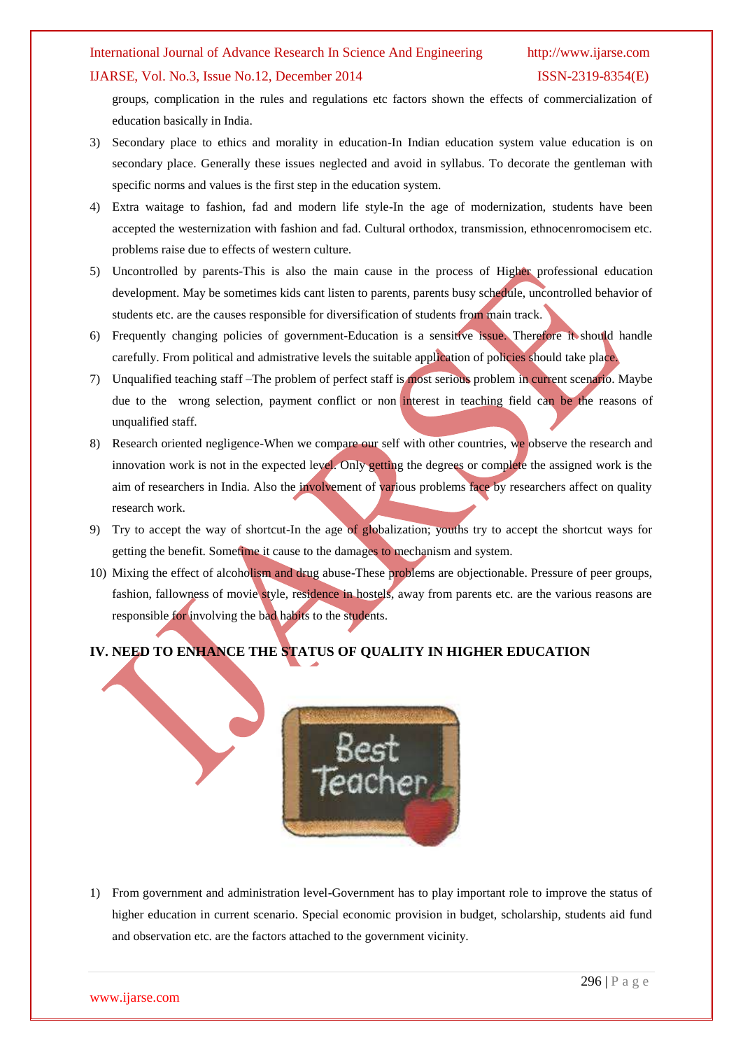groups, complication in the rules and regulations etc factors shown the effects of commercialization of education basically in India.

3) Secondary place to ethics and morality in education-In Indian education system value education is on secondary place. Generally these issues neglected and avoid in syllabus. To decorate the gentleman with specific norms and values is the first step in the education system.
4) Extra waitage to fashion, fad and modern life style-In the age of modernization, students have been accepted the westernization with fashion and fad. Cultural orthodox, transmission, ethnocenromocisem etc. problems raise due to effects of western culture.
5) Uncontrolled by parents-This is also the main cause in the process of Higher professional education development. May be sometimes kids cant listen to parents, parents busy schedule, uncontrolled behavior of students etc. are the causes responsible for diversification of students from main track.
6) Frequently changing policies of government-Education is a sensitive issue. Therefore it should handle carefully. From political and admistrative levels the suitable application of policies should take place.
7) Unqualified teaching staff –The problem of perfect staff is most serious problem in current scenario. Maybe due to the wrong selection, payment conflict or non interest in teaching field can be the reasons of unqualified staff.
8) Research oriented negligence-When we compare our self with other countries, we observe the research and innovation work is not in the expected level. Only getting the degrees or complete the assigned work is the aim of researchers in India. Also the involvement of various problems face by researchers affect on quality research work.
9) Try to accept the way of shortcut-In the age of globalization; youths try to accept the shortcut ways for getting the benefit. Sometime it cause to the damages to mechanism and system.
10) Mixing the effect of alcoholism and drug abuse-These problems are objectionable. Pressure of peer groups, fashion, fallowness of movie style, residence in hostels, away from parents etc. are the various reasons are responsible for involving the bad habits to the students.

## IV. NEED TO ENHANCE THE STATUS OF QUALITY IN HIGHER EDUCATION

1) From government and administration level-Government has to play important role to improve the status of higher education in current scenario. Special economic provision in budget, scholarship, students aid fund and observation etc. are the factors attached to the government vicinity.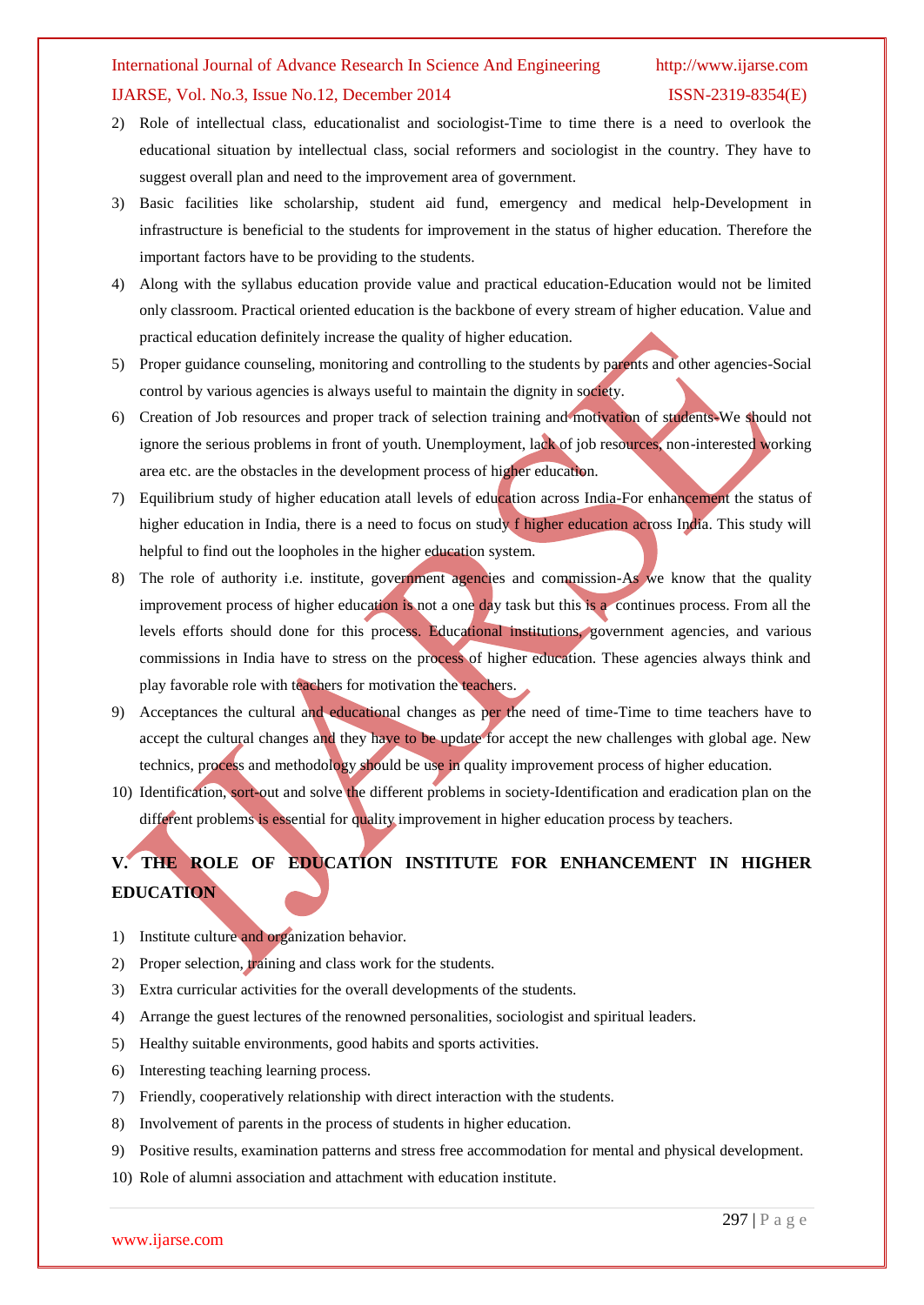2) Role of intellectual class, educationalist and sociologist-Time to time there is a need to overlook the educational situation by intellectual class, social reformers and sociologist in the country. They have to suggest overall plan and need to the improvement area of government.
3) Basic facilities like scholarship, student aid fund, emergency and medical help-Development in infrastructure is beneficial to the students for improvement in the status of higher education. Therefore the important factors have to be providing to the students.
4) Along with the syllabus education provide value and practical education-Education would not be limited only classroom. Practical oriented education is the backbone of every stream of higher education. Value and practical education definitely increase the quality of higher education.
5) Proper guidance counseling, monitoring and controlling to the students by parents and other agencies-Social control by various agencies is always useful to maintain the dignity in society.
6) Creation of Job resources and proper track of selection training and motivation of students-We should not ignore the serious problems in front of youth. Unemployment, lack of job resources, non-interested working area etc. are the obstacles in the development process of higher education.
7) Equilibrium study of higher education atall levels of education across India-For enhancement the status of higher education in India, there is a need to focus on study f higher education across India. This study will helpful to find out the loopholes in the higher education system.
8) The role of authority i.e. institute, government agencies and commission-As we know that the quality improvement process of higher education is not a one day task but this is a continues process. From all the levels efforts should done for this process. Educational institutions, government agencies, and various commissions in India have to stress on the process of higher education. These agencies always think and play favorable role with teachers for motivation the teachers.
9) Acceptances the cultural and educational changes as per the need of time-Time to time teachers have to accept the cultural changes and they have to be update for accept the new challenges with global age. New technics, process and methodology should be use in quality improvement process of higher education.
10) Identification, sort-out and solve the different problems in society-Identification and eradication plan on the different problems is essential for quality improvement in higher education process by teachers.

## V. THE ROLE OF EDUCATION INSTITUTE FOR ENHANCEMENT IN HIGHER EDUCATION

1) Institute culture and organization behavior.
2) Proper selection, training and class work for the students.
3) Extra curricular activities for the overall developments of the students.
4) Arrange the guest lectures of the renowned personalities, sociologist and spiritual leaders.
5) Healthy suitable environments, good habits and sports activities.
6) Interesting teaching learning process.
7) Friendly, cooperatively relationship with direct interaction with the students.
8) Involvement of parents in the process of students in higher education.
9) Positive results, examination patterns and stress free accommodation for mental and physical development.
10) Role of alumni association and attachment with education institute.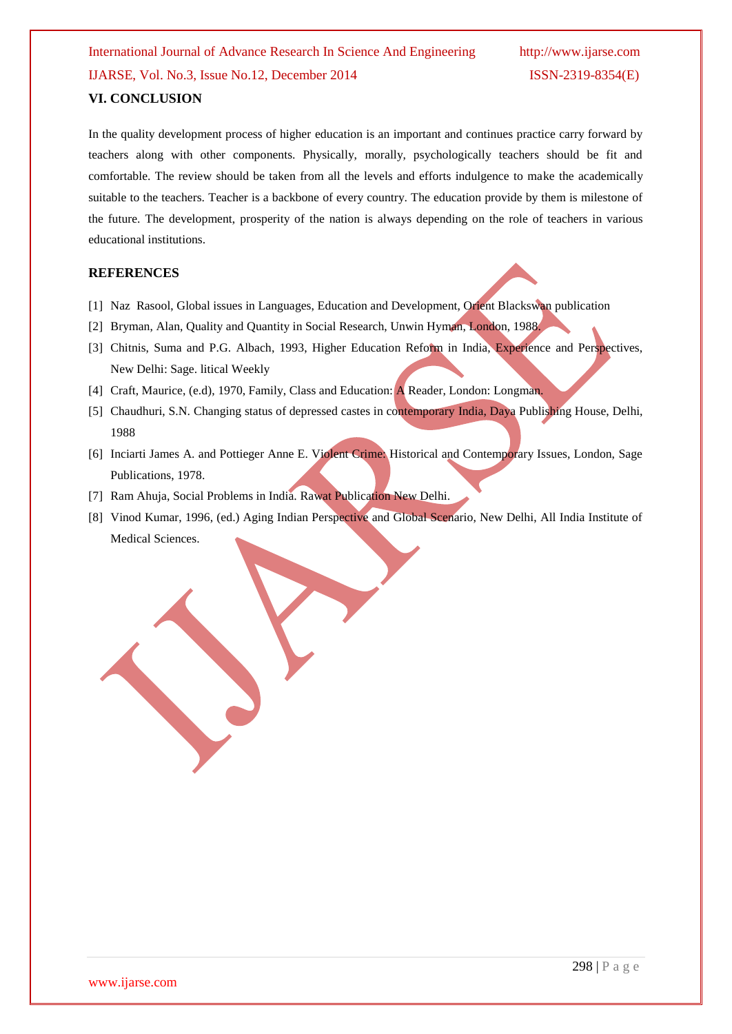## VI. CONCLUSION

In the quality development process of higher education is an important and continues practice carry forward by teachers along with other components. Physically, morally, psychologically teachers should be fit and comfortable. The review should be taken from all the levels and efforts indulgence to make the academically suitable to the teachers. Teacher is a backbone of every country. The education provide by them is milestone of the future. The development, prosperity of the nation is always depending on the role of teachers in various educational institutions.

## REFERENCES

[1] Naz Rasool, Global issues in Languages, Education and Development, Orient Blackswan publication

[2] Bryman, Alan, Quality and Quantity in Social Research, Unwin Hyman, London, 1988.

[3] Chitnis, Suma and P.G. Albach, 1993, Higher Education Reform in India, Experience and Perspectives, New Delhi: Sage. litical Weekly

[4] Craft, Maurice, (e.d), 1970, Family, Class and Education: A Reader, London: Longman.

[5] Chaudhuri, S.N. Changing status of depressed castes in contemporary India, Daya Publishing House, Delhi, 1988

[6] Inciarti James A. and Pottieger Anne E. Violent Crime: Historical and Contemporary Issues, London, Sage Publications, 1978.

[7] Ram Ahuja, Social Problems in India. Rawat Publication New Delhi.

[8] Vinod Kumar, 1996, (ed.) Aging Indian Perspective and Global Scenario, New Delhi, All India Institute of Medical Sciences.